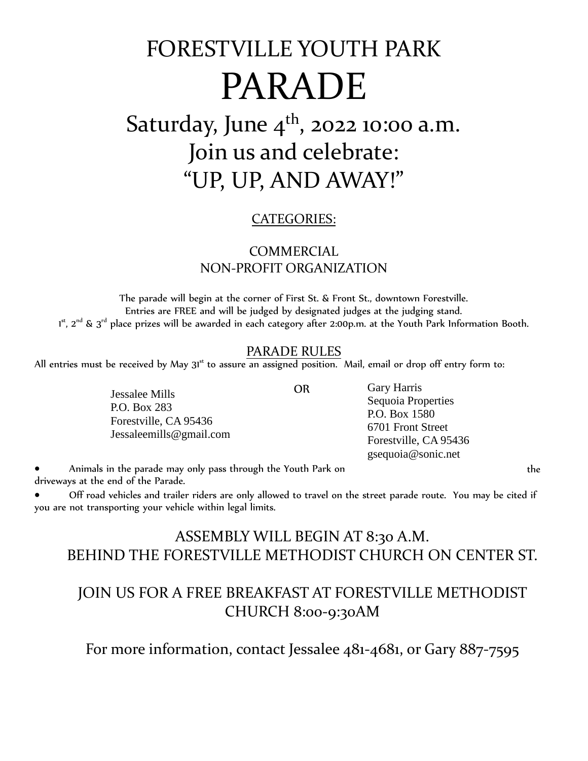# FORESTVILLE YOUTH PARK

# PARADE

## Saturday, June 4th, 2022 10:00 a.m.

## Join us and celebrate:

## "UP, UP, AND AWAY!"

CATEGORIES:

COMMERCIAL
NON-PROFIT ORGANIZATION

The parade will begin at the corner of First St. & Front St., downtown Forestville.
Entries are FREE and will be judged by designated judges at the judging stand.
1st, 2nd & 3rd place prizes will be awarded in each category after 2:00p.m. at the Youth Park Information Booth.

### PARADE RULES

All entries must be received by May 31st to assure an assigned position. Mail, email or drop off entry form to:

Jessalee Mills
P.O. Box 283
Forestville, CA 95436
Jessaleemills@gmail.com

OR

Gary Harris
Sequoia Properties
P.O. Box 1580
6701 Front Street
Forestville, CA 95436
gsequoia@sonic.net

- Animals in the parade may only pass through the Youth Park on the driveways at the end of the Parade.
- Off road vehicles and trailer riders are only allowed to travel on the street parade route. You may be cited if you are not transporting your vehicle within legal limits.

ASSEMBLY WILL BEGIN AT 8:30 A.M.
BEHIND THE FORESTVILLE METHODIST CHURCH ON CENTER ST.

JOIN US FOR A FREE BREAKFAST AT FORESTVILLE METHODIST CHURCH 8:00-9:30AM

For more information, contact Jessalee 481-4681, or Gary 887-7595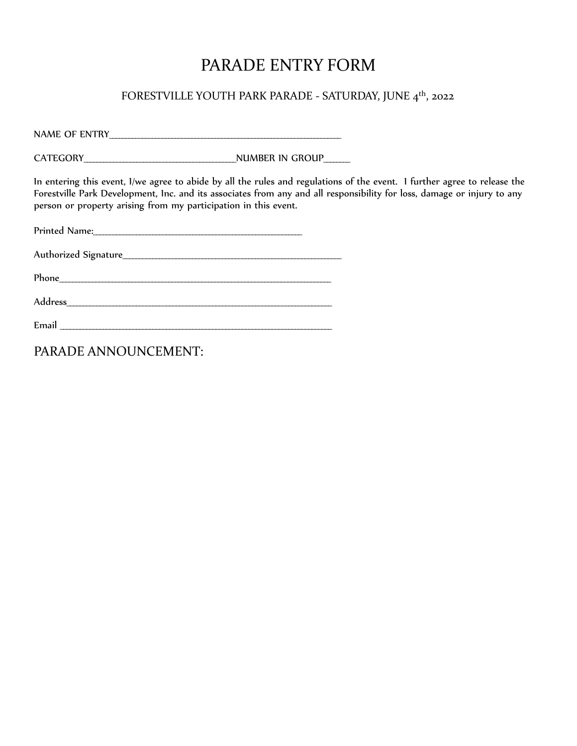# PARADE ENTRY FORM

FORESTVILLE YOUTH PARK PARADE - SATURDAY, JUNE 4th, 2022

NAME OF ENTRY_______________________________________________

CATEGORY_____________________________NUMBER IN GROUP_____

In entering this event, I/we agree to abide by all the rules and regulations of the event. I further agree to release the Forestville Park Development, Inc. and its associates from any and all responsibility for loss, damage or injury to any person or property arising from my participation in this event.

Printed Name:__________________________________________

Authorized Signature_____________________________________________

Phone__________________________________________________________

Address________________________________________________________

Email __________________________________________________________

## PARADE ANNOUNCEMENT: